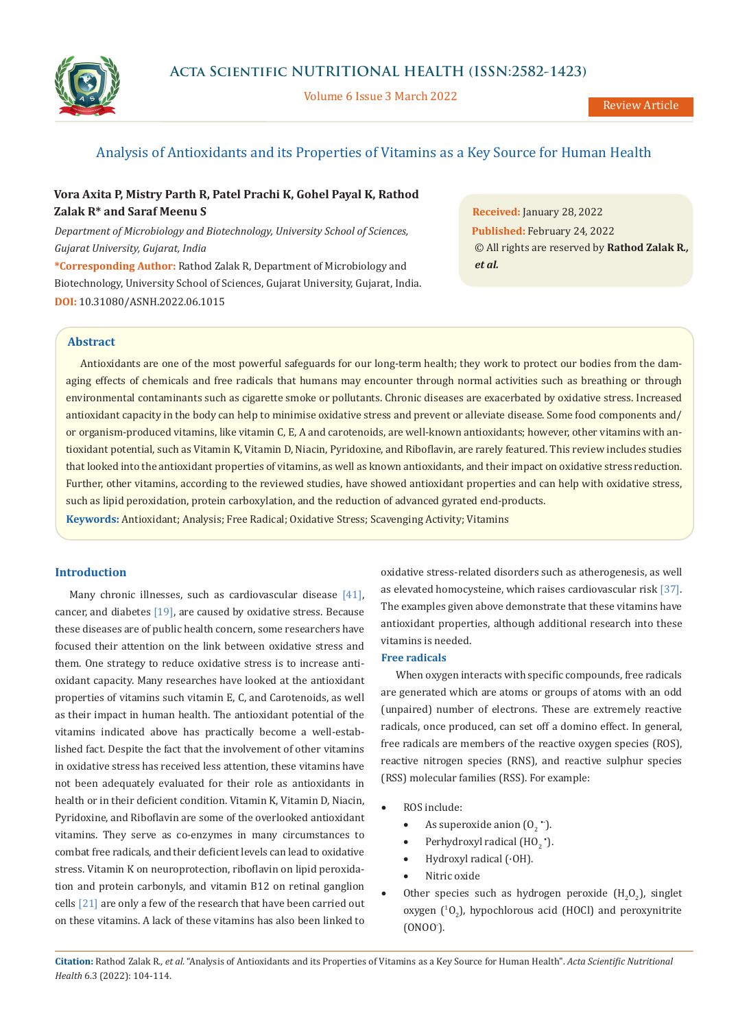# Analysis of Antioxidants and its Properties of Vitamins as a Key Source for Human Health

**Vora Axita P, Mistry Parth R, Patel Prachi K, Gohel Payal K, Rathod Zalak R* and Saraf Meenu S**

*Department of Microbiology and Biotechnology, University School of Sciences, Gujarat University, Gujarat, India*

**\*Corresponding Author:** Rathod Zalak R, Department of Microbiology and Biotechnology, University School of Sciences, Gujarat University, Gujarat, India.

**DOI:** 10.31080/ASNH.2022.06.1015

**Received:** January 28, 2022
**Published:** February 24, 2022
© All rights are reserved by **Rathod Zalak R., *et al.***

## Abstract

Antioxidants are one of the most powerful safeguards for our long-term health; they work to protect our bodies from the damaging effects of chemicals and free radicals that humans may encounter through normal activities such as breathing or through environmental contaminants such as cigarette smoke or pollutants. Chronic diseases are exacerbated by oxidative stress. Increased antioxidant capacity in the body can help to minimise oxidative stress and prevent or alleviate disease. Some food components and/or organism-produced vitamins, like vitamin C, E, A and carotenoids, are well-known antioxidants; however, other vitamins with antioxidant potential, such as Vitamin K, Vitamin D, Niacin, Pyridoxine, and Riboflavin, are rarely featured. This review includes studies that looked into the antioxidant properties of vitamins, as well as known antioxidants, and their impact on oxidative stress reduction. Further, other vitamins, according to the reviewed studies, have showed antioxidant properties and can help with oxidative stress, such as lipid peroxidation, protein carboxylation, and the reduction of advanced gyrated end-products.

**Keywords:** Antioxidant; Analysis; Free Radical; Oxidative Stress; Scavenging Activity; Vitamins

## Introduction

Many chronic illnesses, such as cardiovascular disease [41], cancer, and diabetes [19], are caused by oxidative stress. Because these diseases are of public health concern, some researchers have focused their attention on the link between oxidative stress and them. One strategy to reduce oxidative stress is to increase antioxidant capacity. Many researches have looked at the antioxidant properties of vitamins such vitamin E, C, and Carotenoids, as well as their impact in human health. The antioxidant potential of the vitamins indicated above has practically become a well-established fact. Despite the fact that the involvement of other vitamins in oxidative stress has received less attention, these vitamins have not been adequately evaluated for their role as antioxidants in health or in their deficient condition. Vitamin K, Vitamin D, Niacin, Pyridoxine, and Riboflavin are some of the overlooked antioxidant vitamins. They serve as co-enzymes in many circumstances to combat free radicals, and their deficient levels can lead to oxidative stress. Vitamin K on neuroprotection, riboflavin on lipid peroxidation and protein carbonyls, and vitamin B12 on retinal ganglion cells [21] are only a few of the research that have been carried out on these vitamins. A lack of these vitamins has also been linked to oxidative stress-related disorders such as atherogenesis, as well as elevated homocysteine, which raises cardiovascular risk [37]. The examples given above demonstrate that these vitamins have antioxidant properties, although additional research into these vitamins is needed.

### Free radicals

When oxygen interacts with specific compounds, free radicals are generated which are atoms or groups of atoms with an odd (unpaired) number of electrons. These are extremely reactive radicals, once produced, can set off a domino effect. In general, free radicals are members of the reactive oxygen species (ROS), reactive nitrogen species (RNS), and reactive sulphur species (RSS) molecular families (RSS). For example:

- ROS include:
  - As superoxide anion ($O_2^{\bullet-}$).
  - Perhydroxyl radical ($HO_2^{\bullet}$).
  - Hydroxyl radical ($\cdot OH$).
  - Nitric oxide
- Other species such as hydrogen peroxide ($H_2O_2$), singlet oxygen ($^1O_2$), hypochlorous acid (HOCl) and peroxynitrite ($ONOO^-$).

**Citation:** Rathod Zalak R., *et al.* "Analysis of Antioxidants and its Properties of Vitamins as a Key Source for Human Health". *Acta Scientific Nutritional Health* 6.3 (2022): 104-114.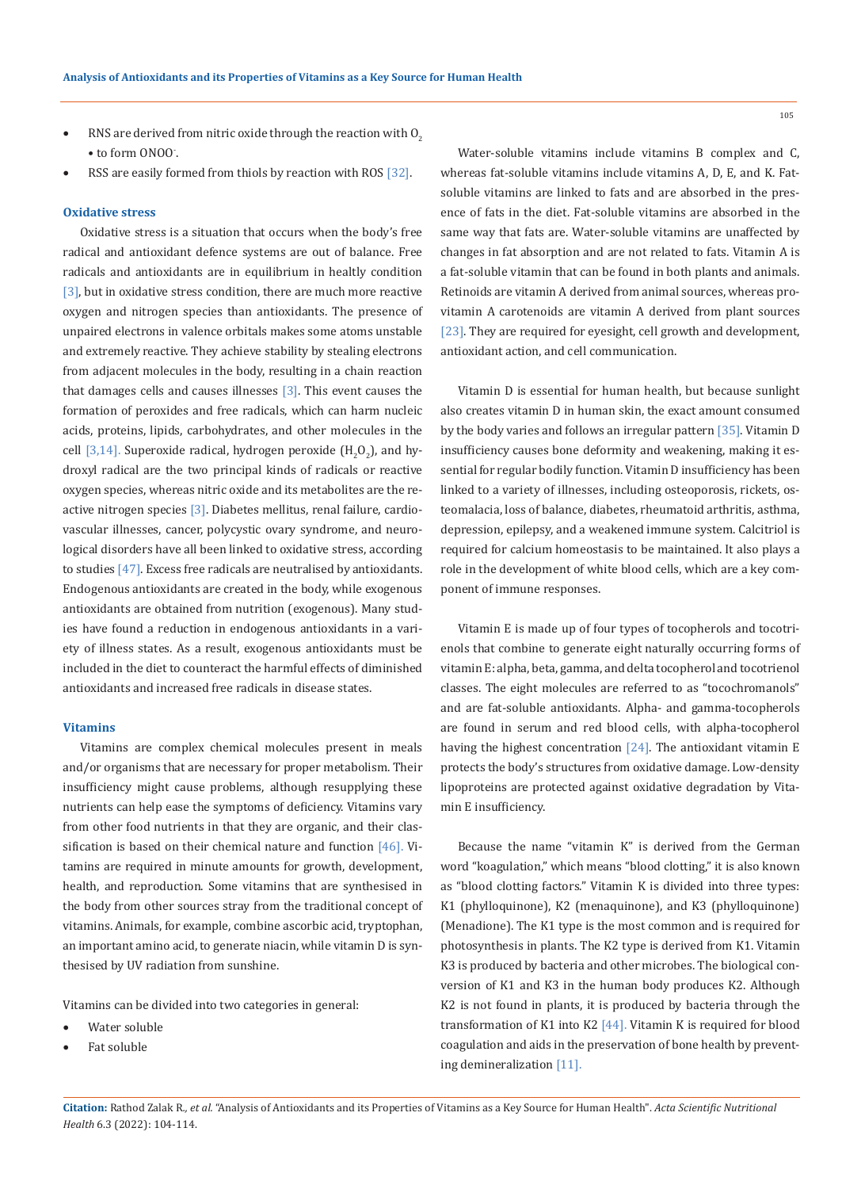- RNS are derived from nitric oxide through the reaction with $O_2$ • to form $ONOO^-$.
- RSS are easily formed from thiols by reaction with ROS [32].

### Oxidative stress

Oxidative stress is a situation that occurs when the body's free radical and antioxidant defence systems are out of balance. Free radicals and antioxidants are in equilibrium in healthy condition [3], but in oxidative stress condition, there are much more reactive oxygen and nitrogen species than antioxidants. The presence of unpaired electrons in valence orbitals makes some atoms unstable and extremely reactive. They achieve stability by stealing electrons from adjacent molecules in the body, resulting in a chain reaction that damages cells and causes illnesses [3]. This event causes the formation of peroxides and free radicals, which can harm nucleic acids, proteins, lipids, carbohydrates, and other molecules in the cell [3,14]. Superoxide radical, hydrogen peroxide ($H_2O_2$), and hydroxyl radical are the two principal kinds of radicals or reactive oxygen species, whereas nitric oxide and its metabolites are the reactive nitrogen species [3]. Diabetes mellitus, renal failure, cardiovascular illnesses, cancer, polycystic ovary syndrome, and neurological disorders have all been linked to oxidative stress, according to studies [47]. Excess free radicals are neutralised by antioxidants. Endogenous antioxidants are created in the body, while exogenous antioxidants are obtained from nutrition (exogenous). Many studies have found a reduction in endogenous antioxidants in a variety of illness states. As a result, exogenous antioxidants must be included in the diet to counteract the harmful effects of diminished antioxidants and increased free radicals in disease states.

### Vitamins

Vitamins are complex chemical molecules present in meals and/or organisms that are necessary for proper metabolism. Their insufficiency might cause problems, although resupplying these nutrients can help ease the symptoms of deficiency. Vitamins vary from other food nutrients in that they are organic, and their classification is based on their chemical nature and function [46]. Vitamins are required in minute amounts for growth, development, health, and reproduction. Some vitamins that are synthesised in the body from other sources stray from the traditional concept of vitamins. Animals, for example, combine ascorbic acid, tryptophan, an important amino acid, to generate niacin, while vitamin D is synthesised by UV radiation from sunshine.

Vitamins can be divided into two categories in general:

- Water soluble
- Fat soluble

Water-soluble vitamins include vitamins B complex and C, whereas fat-soluble vitamins include vitamins A, D, E, and K. Fat-soluble vitamins are linked to fats and are absorbed in the presence of fats in the diet. Fat-soluble vitamins are absorbed in the same way that fats are. Water-soluble vitamins are unaffected by changes in fat absorption and are not related to fats. Vitamin A is a fat-soluble vitamin that can be found in both plants and animals. Retinoids are vitamin A derived from animal sources, whereas pro-vitamin A carotenoids are vitamin A derived from plant sources [23]. They are required for eyesight, cell growth and development, antioxidant action, and cell communication.

Vitamin D is essential for human health, but because sunlight also creates vitamin D in human skin, the exact amount consumed by the body varies and follows an irregular pattern [35]. Vitamin D insufficiency causes bone deformity and weakening, making it essential for regular bodily function. Vitamin D insufficiency has been linked to a variety of illnesses, including osteoporosis, rickets, osteomalacia, loss of balance, diabetes, rheumatoid arthritis, asthma, depression, epilepsy, and a weakened immune system. Calcitriol is required for calcium homeostasis to be maintained. It also plays a role in the development of white blood cells, which are a key component of immune responses.

Vitamin E is made up of four types of tocopherols and tocotrienols that combine to generate eight naturally occurring forms of vitamin E: alpha, beta, gamma, and delta tocopherol and tocotrienol classes. The eight molecules are referred to as "tocochromanols" and are fat-soluble antioxidants. Alpha- and gamma-tocopherols are found in serum and red blood cells, with alpha-tocopherol having the highest concentration [24]. The antioxidant vitamin E protects the body's structures from oxidative damage. Low-density lipoproteins are protected against oxidative degradation by Vitamin E insufficiency.

Because the name "vitamin K" is derived from the German word "koagulation," which means "blood clotting," it is also known as "blood clotting factors." Vitamin K is divided into three types: K1 (phylloquinone), K2 (menaquinone), and K3 (phylloquinone) (Menadione). The K1 type is the most common and is required for photosynthesis in plants. The K2 type is derived from K1. Vitamin K3 is produced by bacteria and other microbes. The biological conversion of K1 and K3 in the human body produces K2. Although K2 is not found in plants, it is produced by bacteria through the transformation of K1 into K2 [44]. Vitamin K is required for blood coagulation and aids in the preservation of bone health by preventing demineralization [11].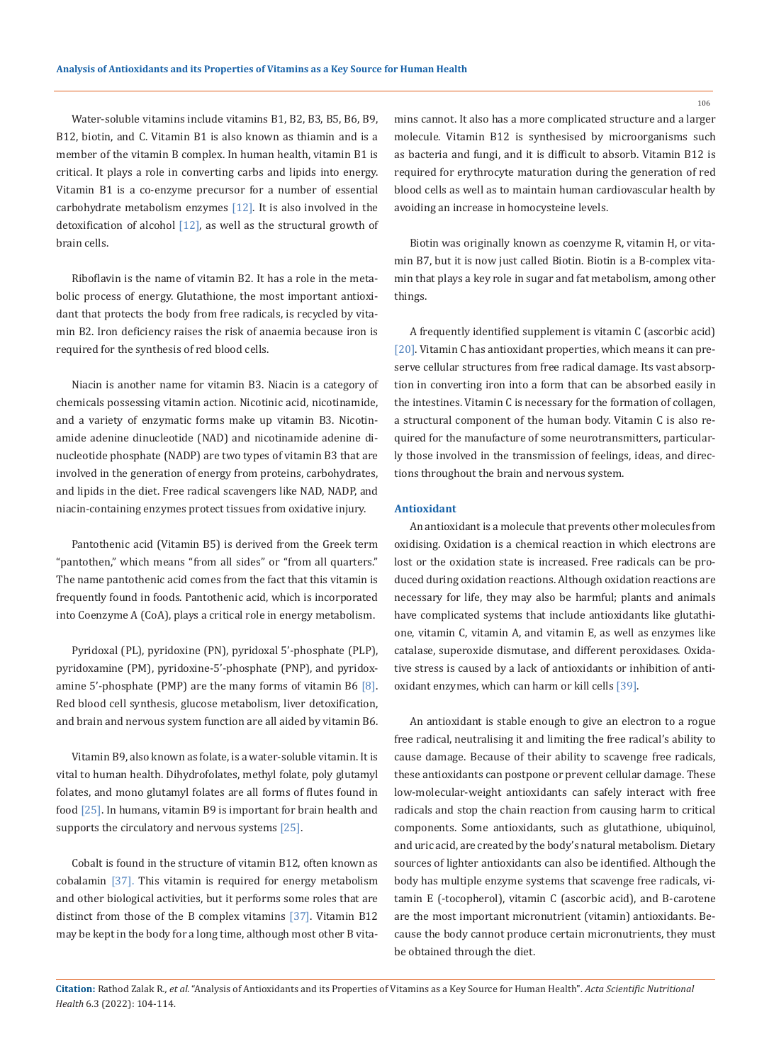Water-soluble vitamins include vitamins B1, B2, B3, B5, B6, B9, B12, biotin, and C. Vitamin B1 is also known as thiamin and is a member of the vitamin B complex. In human health, vitamin B1 is critical. It plays a role in converting carbs and lipids into energy. Vitamin B1 is a co-enzyme precursor for a number of essential carbohydrate metabolism enzymes [12]. It is also involved in the detoxification of alcohol [12], as well as the structural growth of brain cells.

Riboflavin is the name of vitamin B2. It has a role in the metabolic process of energy. Glutathione, the most important antioxidant that protects the body from free radicals, is recycled by vitamin B2. Iron deficiency raises the risk of anaemia because iron is required for the synthesis of red blood cells.

Niacin is another name for vitamin B3. Niacin is a category of chemicals possessing vitamin action. Nicotinic acid, nicotinamide, and a variety of enzymatic forms make up vitamin B3. Nicotinamide adenine dinucleotide (NAD) and nicotinamide adenine dinucleotide phosphate (NADP) are two types of vitamin B3 that are involved in the generation of energy from proteins, carbohydrates, and lipids in the diet. Free radical scavengers like NAD, NADP, and niacin-containing enzymes protect tissues from oxidative injury.

Pantothenic acid (Vitamin B5) is derived from the Greek term "pantothen," which means "from all sides" or "from all quarters." The name pantothenic acid comes from the fact that this vitamin is frequently found in foods. Pantothenic acid, which is incorporated into Coenzyme A (CoA), plays a critical role in energy metabolism.

Pyridoxal (PL), pyridoxine (PN), pyridoxal 5'-phosphate (PLP), pyridoxamine (PM), pyridoxine-5'-phosphate (PNP), and pyridoxamine 5'-phosphate (PMP) are the many forms of vitamin B6 [8]. Red blood cell synthesis, glucose metabolism, liver detoxification, and brain and nervous system function are all aided by vitamin B6.

Vitamin B9, also known as folate, is a water-soluble vitamin. It is vital to human health. Dihydrofolates, methyl folate, poly glutamyl folates, and mono glutamyl folates are all forms of flutes found in food [25]. In humans, vitamin B9 is important for brain health and supports the circulatory and nervous systems [25].

Cobalt is found in the structure of vitamin B12, often known as cobalamin [37]. This vitamin is required for energy metabolism and other biological activities, but it performs some roles that are distinct from those of the B complex vitamins [37]. Vitamin B12 may be kept in the body for a long time, although most other B vitamins cannot. It also has a more complicated structure and a larger molecule. Vitamin B12 is synthesised by microorganisms such as bacteria and fungi, and it is difficult to absorb. Vitamin B12 is required for erythrocyte maturation during the generation of red blood cells as well as to maintain human cardiovascular health by avoiding an increase in homocysteine levels.

Biotin was originally known as coenzyme R, vitamin H, or vitamin B7, but it is now just called Biotin. Biotin is a B-complex vitamin that plays a key role in sugar and fat metabolism, among other things.

A frequently identified supplement is vitamin C (ascorbic acid) [20]. Vitamin C has antioxidant properties, which means it can preserve cellular structures from free radical damage. Its vast absorption in converting iron into a form that can be absorbed easily in the intestines. Vitamin C is necessary for the formation of collagen, a structural component of the human body. Vitamin C is also required for the manufacture of some neurotransmitters, particularly those involved in the transmission of feelings, ideas, and directions throughout the brain and nervous system.

## Antioxidant

An antioxidant is a molecule that prevents other molecules from oxidising. Oxidation is a chemical reaction in which electrons are lost or the oxidation state is increased. Free radicals can be produced during oxidation reactions. Although oxidation reactions are necessary for life, they may also be harmful; plants and animals have complicated systems that include antioxidants like glutathione, vitamin C, vitamin A, and vitamin E, as well as enzymes like catalase, superoxide dismutase, and different peroxidases. Oxidative stress is caused by a lack of antioxidants or inhibition of antioxidant enzymes, which can harm or kill cells [39].

An antioxidant is stable enough to give an electron to a rogue free radical, neutralising it and limiting the free radical's ability to cause damage. Because of their ability to scavenge free radicals, these antioxidants can postpone or prevent cellular damage. These low-molecular-weight antioxidants can safely interact with free radicals and stop the chain reaction from causing harm to critical components. Some antioxidants, such as glutathione, ubiquinol, and uric acid, are created by the body's natural metabolism. Dietary sources of lighter antioxidants can also be identified. Although the body has multiple enzyme systems that scavenge free radicals, vitamin E (-tocopherol), vitamin C (ascorbic acid), and B-carotene are the most important micronutrient (vitamin) antioxidants. Because the body cannot produce certain micronutrients, they must be obtained through the diet.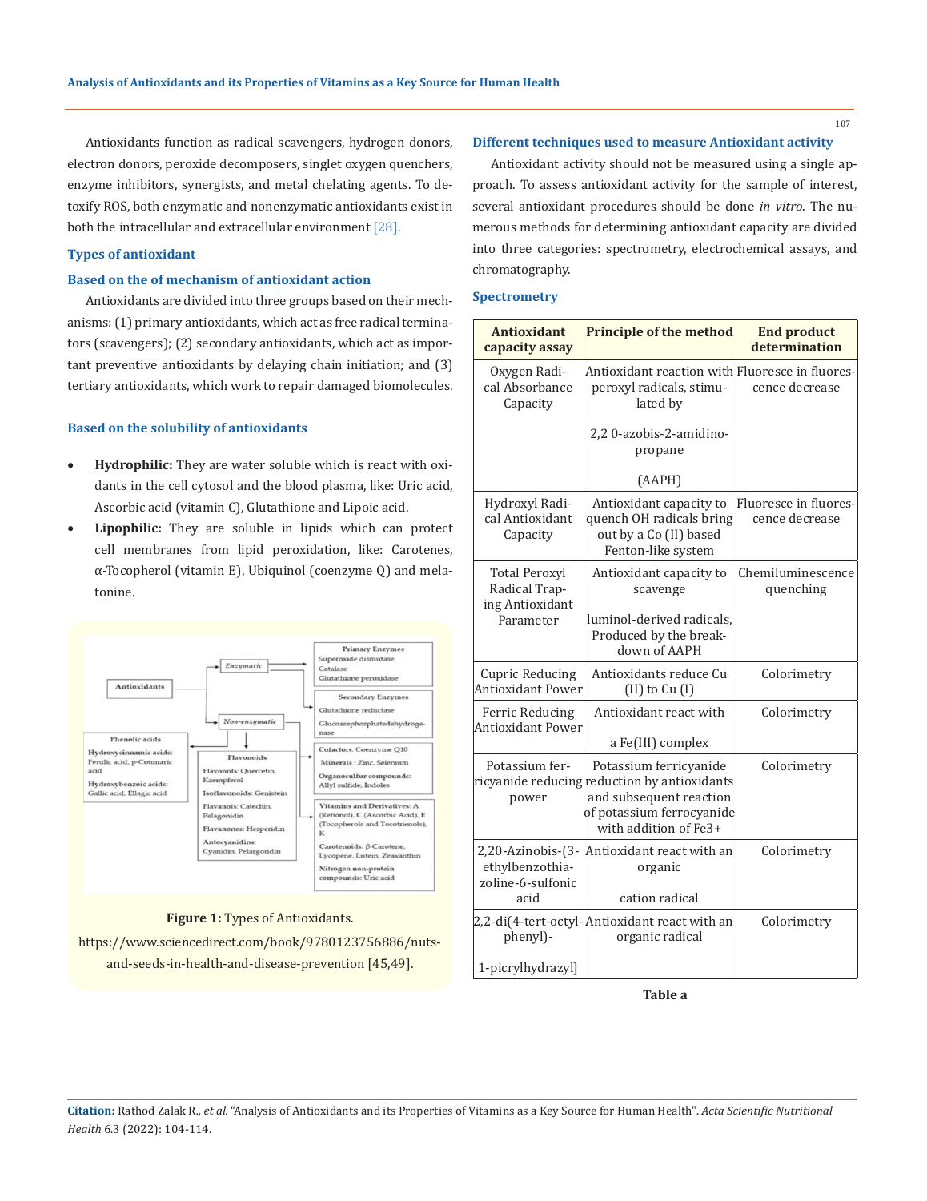Antioxidants function as radical scavengers, hydrogen donors, electron donors, peroxide decomposers, singlet oxygen quenchers, enzyme inhibitors, synergists, and metal chelating agents. To detoxify ROS, both enzymatic and nonenzymatic antioxidants exist in both the intracellular and extracellular environment [28].

### Types of antioxidant

### Based on the of mechanism of antioxidant action

Antioxidants are divided into three groups based on their mechanisms: (1) primary antioxidants, which act as free radical terminators (scavengers); (2) secondary antioxidants, which act as important preventive antioxidants by delaying chain initiation; and (3) tertiary antioxidants, which work to repair damaged biomolecules.

### Based on the solubility of antioxidants

- **Hydrophilic:** They are water soluble which is react with oxidants in the cell cytosol and the blood plasma, like: Uric acid, Ascorbic acid (vitamin C), Glutathione and Lipoic acid.
- **Lipophilic:** They are soluble in lipids which can protect cell membranes from lipid peroxidation, like: Carotenes, α-Tocopherol (vitamin E), Ubiquinol (coenzyme Q) and melatonine.

**Figure 1:** Types of Antioxidants.

https://www.sciencedirect.com/book/9780123756886/nuts-and-seeds-in-health-and-disease-prevention [45,49].

### Different techniques used to measure Antioxidant activity

Antioxidant activity should not be measured using a single approach. To assess antioxidant activity for the sample of interest, several antioxidant procedures should be done *in vitro*. The numerous methods for determining antioxidant capacity are divided into three categories: spectrometry, electrochemical assays, and chromatography.

### Spectrometry

| Antioxidant capacity assay | Principle of the method | End product determination |
|---|---|---|
| Oxygen Radical Absorbance Capacity | Antioxidant reaction with peroxyl radicals, stimulated by 2,2 0-azobis-2-amidinopropane (AAPH) | Fluoresce in fluorescence decrease |
| Hydroxyl Radical Antioxidant Capacity | Antioxidant capacity to quench OH radicals bring out by a Co (II) based Fenton-like system | Fluoresce in fluorescence decrease |
| Total Peroxyl Radical Trapping Antioxidant Parameter | Antioxidant capacity to scavenge luminol-derived radicals, Produced by the breakdown of AAPH | Chemiluminescence quenching |
| Cupric Reducing Antioxidant Power | Antioxidants reduce Cu (II) to Cu (I) | Colorimetry |
| Ferric Reducing Antioxidant Power | Antioxidant react with a Fe(III) complex | Colorimetry |
| Potassium ferricyanide reducing power | Potassium ferricyanide reduction by antioxidants and subsequent reaction of potassium ferrocyanide with addition of $Fe^{3+}$ | Colorimetry |
| 2,20-Azinobis-(3-ethylbenzothiazoline-6-sulfonic acid | Antioxidant react with an organic cation radical | Colorimetry |
| 2,2-di(4-tert-octylphenyl)-1-picrylhydrazyl] | Antioxidant react with an organic radical | Colorimetry |

**Table a**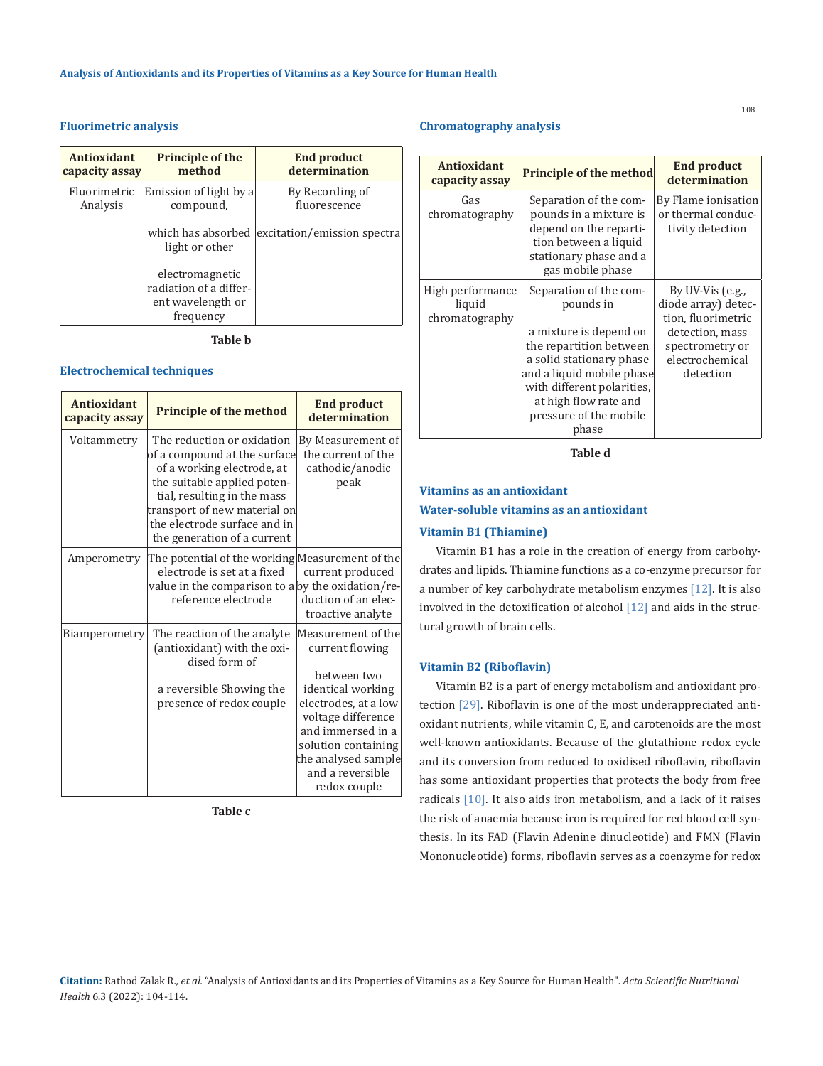### Fluorimetric analysis

| Antioxidant capacity assay | Principle of the method | End product determination |
|---|---|---|
| Fluorimetric Analysis | Emission of light by a compound, which has absorbed light or other electromagnetic radiation of a different wavelength or frequency | By Recording of fluorescence excitation/emission spectra |

Table b

### Electrochemical techniques

| Antioxidant capacity assay | Principle of the method | End product determination |
|---|---|---|
| Voltammetry | The reduction or oxidation of a compound at the surface of a working electrode, at the suitable applied potential, resulting in the mass transport of new material on the electrode surface and in the generation of a current | By Measurement of the current of the cathodic/anodic peak |
| Amperometry | The potential of the working electrode is set at a fixed value in the comparison to a reference electrode | Measurement of the current produced by the oxidation/reduction of an electroactive analyte |
| Biamperometry | The reaction of the analyte (antioxidant) with the oxidised form of a reversible Showing the presence of redox couple | Measurement of the current flowing between two identical working electrodes, at a low voltage difference and immersed in a solution containing the analysed sample and a reversible redox couple |

Table c

### Chromatography analysis

| Antioxidant capacity assay | Principle of the method | End product determination |
|---|---|---|
| Gas chromatography | Separation of the compounds in a mixture is depend on the repartition between a liquid stationary phase and a gas mobile phase | By Flame ionisation or thermal conductivity detection |
| High performance liquid chromatography | Separation of the compounds in a mixture is depend on the repartition between a solid stationary phase and a liquid mobile phase with different polarities, at high flow rate and pressure of the mobile phase | By UV-Vis (e.g., diode array) detection, fluorimetric detection, mass spectrometry or electrochemical detection |

Table d

## Vitamins as an antioxidant

### Water-soluble vitamins as an antioxidant

#### Vitamin B1 (Thiamine)

Vitamin B1 has a role in the creation of energy from carbohydrates and lipids. Thiamine functions as a co-enzyme precursor for a number of key carbohydrate metabolism enzymes [12]. It is also involved in the detoxification of alcohol [12] and aids in the structural growth of brain cells.

#### Vitamin B2 (Riboflavin)

Vitamin B2 is a part of energy metabolism and antioxidant protection [29]. Riboflavin is one of the most underappreciated antioxidant nutrients, while vitamin C, E, and carotenoids are the most well-known antioxidants. Because of the glutathione redox cycle and its conversion from reduced to oxidised riboflavin, riboflavin has some antioxidant properties that protects the body from free radicals [10]. It also aids iron metabolism, and a lack of it raises the risk of anaemia because iron is required for red blood cell synthesis. In its FAD (Flavin Adenine dinucleotide) and FMN (Flavin Mononucleotide) forms, riboflavin serves as a coenzyme for redox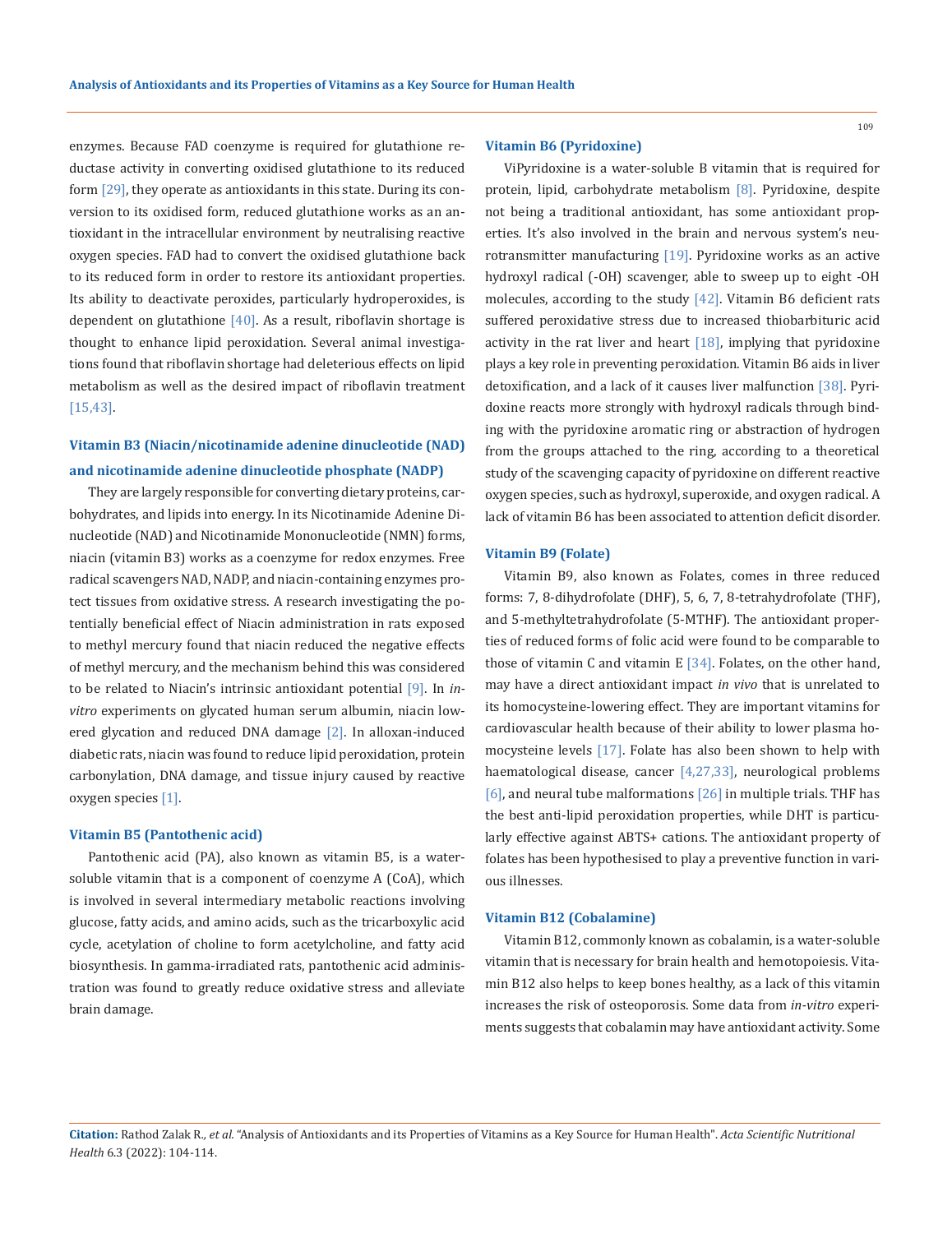enzymes. Because FAD coenzyme is required for glutathione reductase activity in converting oxidised glutathione to its reduced form [29], they operate as antioxidants in this state. During its conversion to its oxidised form, reduced glutathione works as an antioxidant in the intracellular environment by neutralising reactive oxygen species. FAD had to convert the oxidised glutathione back to its reduced form in order to restore its antioxidant properties. Its ability to deactivate peroxides, particularly hydroperoxides, is dependent on glutathione [40]. As a result, riboflavin shortage is thought to enhance lipid peroxidation. Several animal investigations found that riboflavin shortage had deleterious effects on lipid metabolism as well as the desired impact of riboflavin treatment [15,43].

### Vitamin B3 (Niacin/nicotinamide adenine dinucleotide (NAD) and nicotinamide adenine dinucleotide phosphate (NADP)

They are largely responsible for converting dietary proteins, carbohydrates, and lipids into energy. In its Nicotinamide Adenine Dinucleotide (NAD) and Nicotinamide Mononucleotide (NMN) forms, niacin (vitamin B3) works as a coenzyme for redox enzymes. Free radical scavengers NAD, NADP, and niacin-containing enzymes protect tissues from oxidative stress. A research investigating the potentially beneficial effect of Niacin administration in rats exposed to methyl mercury found that niacin reduced the negative effects of methyl mercury, and the mechanism behind this was considered to be related to Niacin's intrinsic antioxidant potential [9]. In *in-vitro* experiments on glycated human serum albumin, niacin lowered glycation and reduced DNA damage [2]. In alloxan-induced diabetic rats, niacin was found to reduce lipid peroxidation, protein carbonylation, DNA damage, and tissue injury caused by reactive oxygen species [1].

### Vitamin B5 (Pantothenic acid)

Pantothenic acid (PA), also known as vitamin B5, is a water-soluble vitamin that is a component of coenzyme A (CoA), which is involved in several intermediary metabolic reactions involving glucose, fatty acids, and amino acids, such as the tricarboxylic acid cycle, acetylation of choline to form acetylcholine, and fatty acid biosynthesis. In gamma-irradiated rats, pantothenic acid administration was found to greatly reduce oxidative stress and alleviate brain damage.

### Vitamin B6 (Pyridoxine)

ViPyridoxine is a water-soluble B vitamin that is required for protein, lipid, carbohydrate metabolism [8]. Pyridoxine, despite not being a traditional antioxidant, has some antioxidant properties. It's also involved in the brain and nervous system's neurotransmitter manufacturing [19]. Pyridoxine works as an active hydroxyl radical (-OH) scavenger, able to sweep up to eight -OH molecules, according to the study [42]. Vitamin B6 deficient rats suffered peroxidative stress due to increased thiobarbituric acid activity in the rat liver and heart [18], implying that pyridoxine plays a key role in preventing peroxidation. Vitamin B6 aids in liver detoxification, and a lack of it causes liver malfunction [38]. Pyridoxine reacts more strongly with hydroxyl radicals through binding with the pyridoxine aromatic ring or abstraction of hydrogen from the groups attached to the ring, according to a theoretical study of the scavenging capacity of pyridoxine on different reactive oxygen species, such as hydroxyl, superoxide, and oxygen radical. A lack of vitamin B6 has been associated to attention deficit disorder.

### Vitamin B9 (Folate)

Vitamin B9, also known as Folates, comes in three reduced forms: 7, 8-dihydrofolate (DHF), 5, 6, 7, 8-tetrahydrofolate (THF), and 5-methyltetrahydrofolate (5-MTHF). The antioxidant properties of reduced forms of folic acid were found to be comparable to those of vitamin C and vitamin E [34]. Folates, on the other hand, may have a direct antioxidant impact *in vivo* that is unrelated to its homocysteine-lowering effect. They are important vitamins for cardiovascular health because of their ability to lower plasma homocysteine levels [17]. Folate has also been shown to help with haematological disease, cancer [4,27,33], neurological problems [6], and neural tube malformations [26] in multiple trials. THF has the best anti-lipid peroxidation properties, while DHT is particularly effective against ABTS+ cations. The antioxidant property of folates has been hypothesised to play a preventive function in various illnesses.

### Vitamin B12 (Cobalamine)

Vitamin B12, commonly known as cobalamin, is a water-soluble vitamin that is necessary for brain health and hemotopoiesis. Vitamin B12 also helps to keep bones healthy, as a lack of this vitamin increases the risk of osteoporosis. Some data from *in-vitro* experiments suggests that cobalamin may have antioxidant activity. Some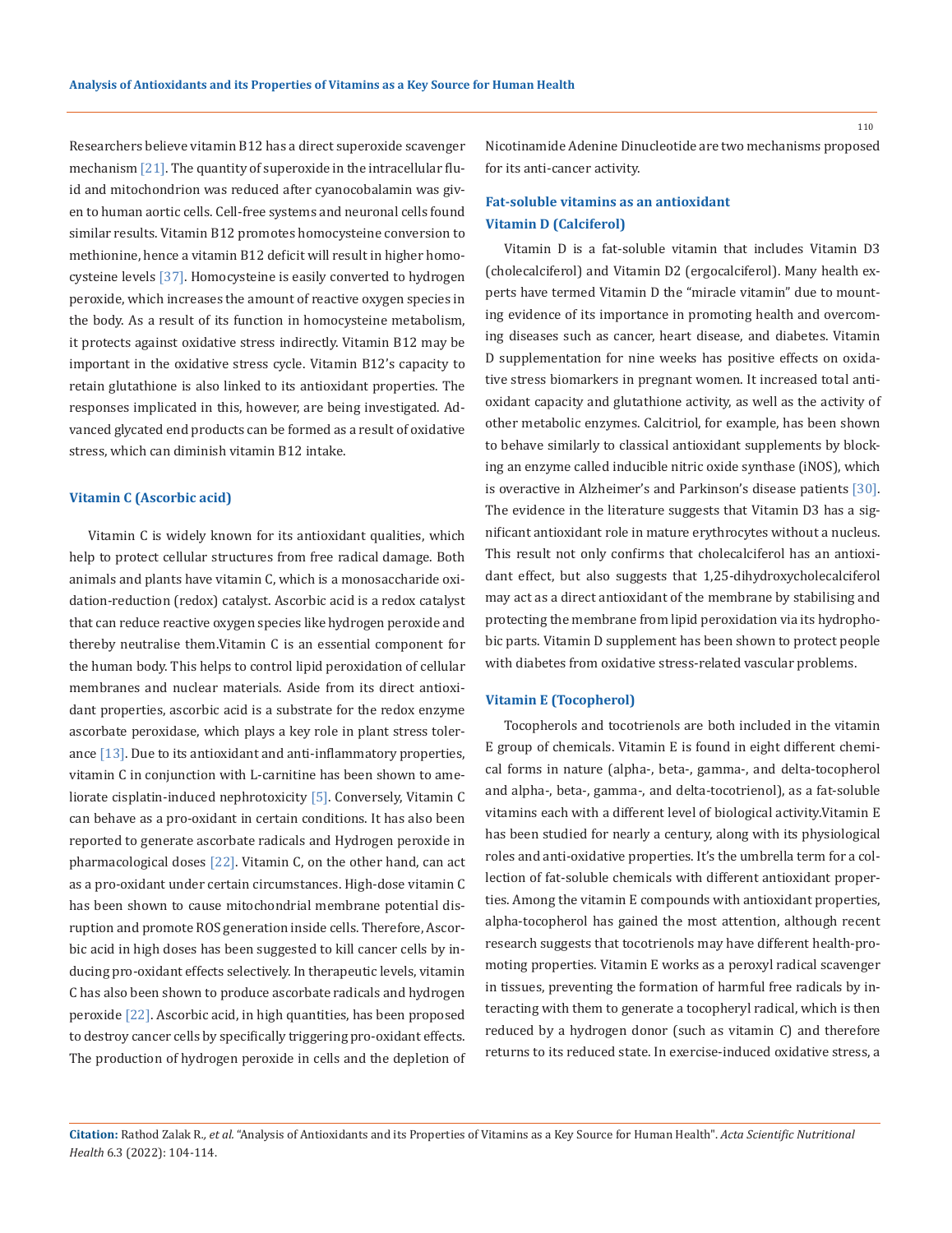Researchers believe vitamin B12 has a direct superoxide scavenger mechanism [21]. The quantity of superoxide in the intracellular fluid and mitochondrion was reduced after cyanocobalamin was given to human aortic cells. Cell-free systems and neuronal cells found similar results. Vitamin B12 promotes homocysteine conversion to methionine, hence a vitamin B12 deficit will result in higher homocysteine levels [37]. Homocysteine is easily converted to hydrogen peroxide, which increases the amount of reactive oxygen species in the body. As a result of its function in homocysteine metabolism, it protects against oxidative stress indirectly. Vitamin B12 may be important in the oxidative stress cycle. Vitamin B12's capacity to retain glutathione is also linked to its antioxidant properties. The responses implicated in this, however, are being investigated. Advanced glycated end products can be formed as a result of oxidative stress, which can diminish vitamin B12 intake.

### Vitamin C (Ascorbic acid)

Vitamin C is widely known for its antioxidant qualities, which help to protect cellular structures from free radical damage. Both animals and plants have vitamin C, which is a monosaccharide oxidation-reduction (redox) catalyst. Ascorbic acid is a redox catalyst that can reduce reactive oxygen species like hydrogen peroxide and thereby neutralise them.Vitamin C is an essential component for the human body. This helps to control lipid peroxidation of cellular membranes and nuclear materials. Aside from its direct antioxidant properties, ascorbic acid is a substrate for the redox enzyme ascorbate peroxidase, which plays a key role in plant stress tolerance [13]. Due to its antioxidant and anti-inflammatory properties, vitamin C in conjunction with L-carnitine has been shown to ameliorate cisplatin-induced nephrotoxicity [5]. Conversely, Vitamin C can behave as a pro-oxidant in certain conditions. It has also been reported to generate ascorbate radicals and Hydrogen peroxide in pharmacological doses [22]. Vitamin C, on the other hand, can act as a pro-oxidant under certain circumstances. High-dose vitamin C has been shown to cause mitochondrial membrane potential disruption and promote ROS generation inside cells. Therefore, Ascorbic acid in high doses has been suggested to kill cancer cells by inducing pro-oxidant effects selectively. In therapeutic levels, vitamin C has also been shown to produce ascorbate radicals and hydrogen peroxide [22]. Ascorbic acid, in high quantities, has been proposed to destroy cancer cells by specifically triggering pro-oxidant effects. The production of hydrogen peroxide in cells and the depletion of Nicotinamide Adenine Dinucleotide are two mechanisms proposed for its anti-cancer activity.

## Fat-soluble vitamins as an antioxidant

### Vitamin D (Calciferol)

Vitamin D is a fat-soluble vitamin that includes Vitamin D3 (cholecalciferol) and Vitamin D2 (ergocalciferol). Many health experts have termed Vitamin D the "miracle vitamin" due to mounting evidence of its importance in promoting health and overcoming diseases such as cancer, heart disease, and diabetes. Vitamin D supplementation for nine weeks has positive effects on oxidative stress biomarkers in pregnant women. It increased total antioxidant capacity and glutathione activity, as well as the activity of other metabolic enzymes. Calcitriol, for example, has been shown to behave similarly to classical antioxidant supplements by blocking an enzyme called inducible nitric oxide synthase (iNOS), which is overactive in Alzheimer's and Parkinson's disease patients [30]. The evidence in the literature suggests that Vitamin D3 has a significant antioxidant role in mature erythrocytes without a nucleus. This result not only confirms that cholecalciferol has an antioxidant effect, but also suggests that 1,25-dihydroxycholecalciferol may act as a direct antioxidant of the membrane by stabilising and protecting the membrane from lipid peroxidation via its hydrophobic parts. Vitamin D supplement has been shown to protect people with diabetes from oxidative stress-related vascular problems.

### Vitamin E (Tocopherol)

Tocopherols and tocotrienols are both included in the vitamin E group of chemicals. Vitamin E is found in eight different chemical forms in nature (alpha-, beta-, gamma-, and delta-tocopherol and alpha-, beta-, gamma-, and delta-tocotrienol), as a fat-soluble vitamins each with a different level of biological activity.Vitamin E has been studied for nearly a century, along with its physiological roles and anti-oxidative properties. It's the umbrella term for a collection of fat-soluble chemicals with different antioxidant properties. Among the vitamin E compounds with antioxidant properties, alpha-tocopherol has gained the most attention, although recent research suggests that tocotrienols may have different health-promoting properties. Vitamin E works as a peroxyl radical scavenger in tissues, preventing the formation of harmful free radicals by interacting with them to generate a tocopheryl radical, which is then reduced by a hydrogen donor (such as vitamin C) and therefore returns to its reduced state. In exercise-induced oxidative stress, a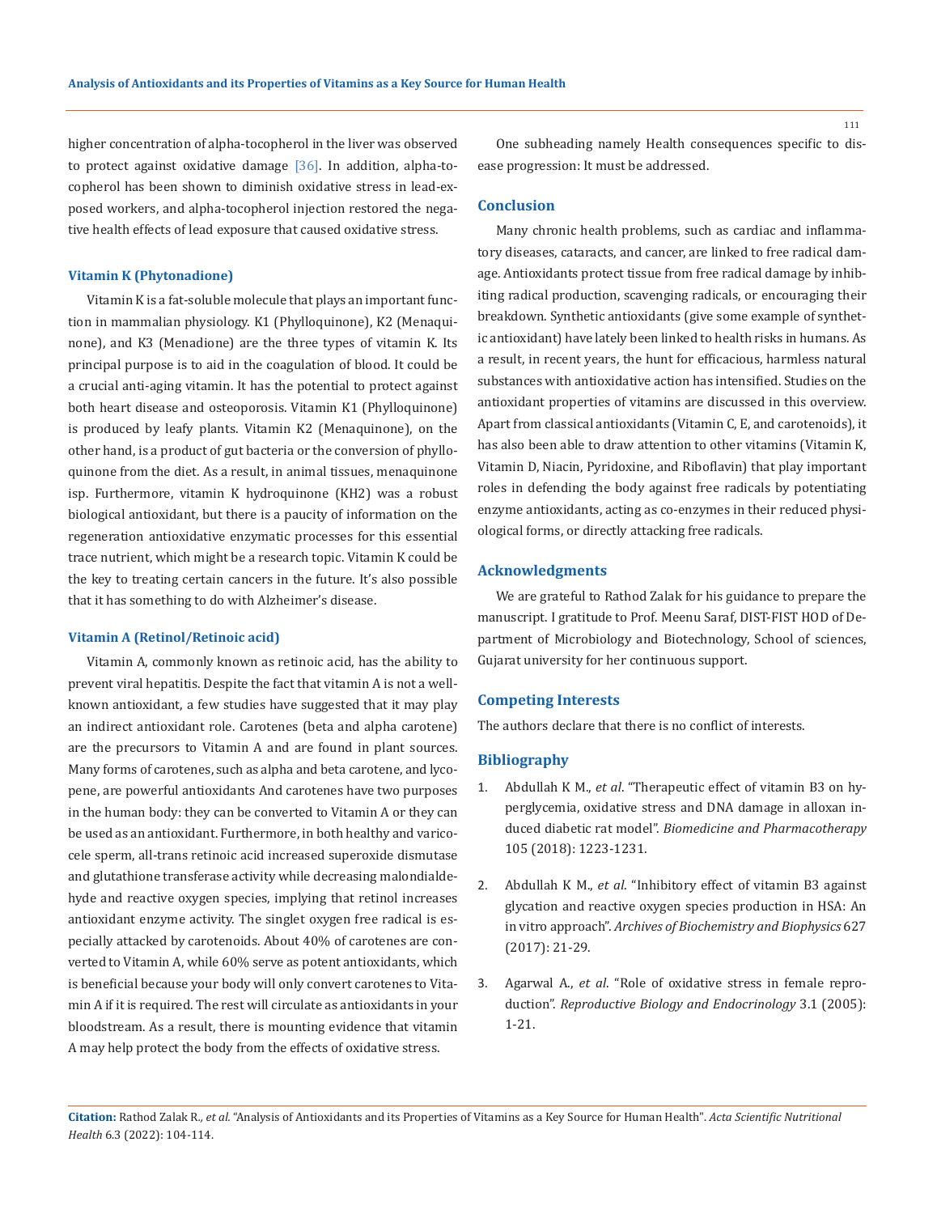higher concentration of alpha-tocopherol in the liver was observed to protect against oxidative damage [36]. In addition, alpha-tocopherol has been shown to diminish oxidative stress in lead-exposed workers, and alpha-tocopherol injection restored the negative health effects of lead exposure that caused oxidative stress.

### Vitamin K (Phytonadione)

Vitamin K is a fat-soluble molecule that plays an important function in mammalian physiology. K1 (Phylloquinone), K2 (Menaquinone), and K3 (Menadione) are the three types of vitamin K. Its principal purpose is to aid in the coagulation of blood. It could be a crucial anti-aging vitamin. It has the potential to protect against both heart disease and osteoporosis. Vitamin K1 (Phylloquinone) is produced by leafy plants. Vitamin K2 (Menaquinone), on the other hand, is a product of gut bacteria or the conversion of phylloquinone from the diet. As a result, in animal tissues, menaquinone isp. Furthermore, vitamin K hydroquinone (KH2) was a robust biological antioxidant, but there is a paucity of information on the regeneration antioxidative enzymatic processes for this essential trace nutrient, which might be a research topic. Vitamin K could be the key to treating certain cancers in the future. It's also possible that it has something to do with Alzheimer's disease.

### Vitamin A (Retinol/Retinoic acid)

Vitamin A, commonly known as retinoic acid, has the ability to prevent viral hepatitis. Despite the fact that vitamin A is not a well-known antioxidant, a few studies have suggested that it may play an indirect antioxidant role. Carotenes (beta and alpha carotene) are the precursors to Vitamin A and are found in plant sources. Many forms of carotenes, such as alpha and beta carotene, and lycopene, are powerful antioxidants And carotenes have two purposes in the human body: they can be converted to Vitamin A or they can be used as an antioxidant. Furthermore, in both healthy and varicocele sperm, all-trans retinoic acid increased superoxide dismutase and glutathione transferase activity while decreasing malondialdehyde and reactive oxygen species, implying that retinol increases antioxidant enzyme activity. The singlet oxygen free radical is especially attacked by carotenoids. About 40% of carotenes are converted to Vitamin A, while 60% serve as potent antioxidants, which is beneficial because your body will only convert carotenes to Vitamin A if it is required. The rest will circulate as antioxidants in your bloodstream. As a result, there is mounting evidence that vitamin A may help protect the body from the effects of oxidative stress.

One subheading namely Health consequences specific to disease progression: It must be addressed.

## Conclusion

Many chronic health problems, such as cardiac and inflammatory diseases, cataracts, and cancer, are linked to free radical damage. Antioxidants protect tissue from free radical damage by inhibiting radical production, scavenging radicals, or encouraging their breakdown. Synthetic antioxidants (give some example of synthetic antioxidant) have lately been linked to health risks in humans. As a result, in recent years, the hunt for efficacious, harmless natural substances with antioxidative action has intensified. Studies on the antioxidant properties of vitamins are discussed in this overview. Apart from classical antioxidants (Vitamin C, E, and carotenoids), it has also been able to draw attention to other vitamins (Vitamin K, Vitamin D, Niacin, Pyridoxine, and Riboflavin) that play important roles in defending the body against free radicals by potentiating enzyme antioxidants, acting as co-enzymes in their reduced physiological forms, or directly attacking free radicals.

## Acknowledgments

We are grateful to Rathod Zalak for his guidance to prepare the manuscript. I gratitude to Prof. Meenu Saraf, DIST-FIST HOD of Department of Microbiology and Biotechnology, School of sciences, Gujarat university for her continuous support.

## Competing Interests

The authors declare that there is no conflict of interests.

## Bibliography

1. Abdullah K M., *et al*. "Therapeutic effect of vitamin B3 on hyperglycemia, oxidative stress and DNA damage in alloxan induced diabetic rat model". *Biomedicine and Pharmacotherapy* 105 (2018): 1223-1231.

2. Abdullah K M., *et al*. "Inhibitory effect of vitamin B3 against glycation and reactive oxygen species production in HSA: An in vitro approach". *Archives of Biochemistry and Biophysics* 627 (2017): 21-29.

3. Agarwal A., *et al*. "Role of oxidative stress in female reproduction". *Reproductive Biology and Endocrinology* 3.1 (2005): 1-21.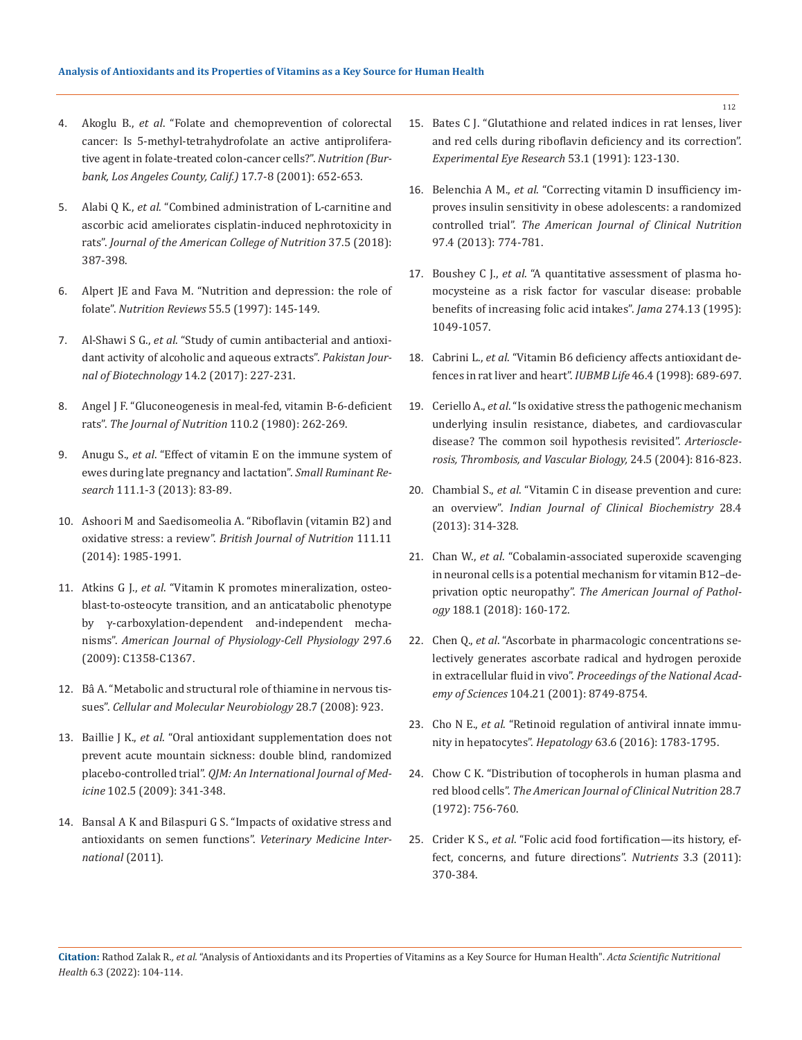4. Akoglu B., *et al*. "Folate and chemoprevention of colorectal cancer: Is 5-methyl-tetrahydrofolate an active antiproliferative agent in folate-treated colon-cancer cells?". *Nutrition (Burbank, Los Angeles County, Calif.)* 17.7-8 (2001): 652-653.

5. Alabi Q K., *et al*. "Combined administration of L-carnitine and ascorbic acid ameliorates cisplatin-induced nephrotoxicity in rats". *Journal of the American College of Nutrition* 37.5 (2018): 387-398.

6. Alpert JE and Fava M. "Nutrition and depression: the role of folate". *Nutrition Reviews* 55.5 (1997): 145-149.

7. Al-Shawi S G., *et al*. "Study of cumin antibacterial and antioxidant activity of alcoholic and aqueous extracts". *Pakistan Journal of Biotechnology* 14.2 (2017): 227-231.

8. Angel J F. "Gluconeogenesis in meal-fed, vitamin B-6-deficient rats". *The Journal of Nutrition* 110.2 (1980): 262-269.

9. Anugu S., *et al*. "Effect of vitamin E on the immune system of ewes during late pregnancy and lactation". *Small Ruminant Research* 111.1-3 (2013): 83-89.

10. Ashoori M and Saedisomeolia A. "Riboflavin (vitamin B2) and oxidative stress: a review". *British Journal of Nutrition* 111.11 (2014): 1985-1991.

11. Atkins G J., *et al*. "Vitamin K promotes mineralization, osteoblast-to-osteocyte transition, and an anticatabolic phenotype by γ-carboxylation-dependent and-independent mechanisms". *American Journal of Physiology-Cell Physiology* 297.6 (2009): C1358-C1367.

12. Bâ A. "Metabolic and structural role of thiamine in nervous tissues". *Cellular and Molecular Neurobiology* 28.7 (2008): 923.

13. Baillie J K., *et al*. "Oral antioxidant supplementation does not prevent acute mountain sickness: double blind, randomized placebo-controlled trial". *QJM: An International Journal of Medicine* 102.5 (2009): 341-348.

14. Bansal A K and Bilaspuri G S. "Impacts of oxidative stress and antioxidants on semen functions". *Veterinary Medicine International* (2011).

15. Bates C J. "Glutathione and related indices in rat lenses, liver and red cells during riboflavin deficiency and its correction". *Experimental Eye Research* 53.1 (1991): 123-130.

16. Belenchia A M., *et al*. "Correcting vitamin D insufficiency improves insulin sensitivity in obese adolescents: a randomized controlled trial". *The American Journal of Clinical Nutrition* 97.4 (2013): 774-781.

17. Boushey C J., *et al*. "A quantitative assessment of plasma homocysteine as a risk factor for vascular disease: probable benefits of increasing folic acid intakes". *Jama* 274.13 (1995): 1049-1057.

18. Cabrini L., *et al*. "Vitamin B6 deficiency affects antioxidant defences in rat liver and heart". *IUBMB Life* 46.4 (1998): 689-697.

19. Ceriello A., *et al*. "Is oxidative stress the pathogenic mechanism underlying insulin resistance, diabetes, and cardiovascular disease? The common soil hypothesis revisited". *Arteriosclerosis, Thrombosis, and Vascular Biology,* 24.5 (2004): 816-823.

20. Chambial S., *et al*. "Vitamin C in disease prevention and cure: an overview". *Indian Journal of Clinical Biochemistry* 28.4 (2013): 314-328.

21. Chan W., *et al*. "Cobalamin-associated superoxide scavenging in neuronal cells is a potential mechanism for vitamin B12–deprivation optic neuropathy". *The American Journal of Pathology* 188.1 (2018): 160-172.

22. Chen Q., *et al*. "Ascorbate in pharmacologic concentrations selectively generates ascorbate radical and hydrogen peroxide in extracellular fluid in vivo". *Proceedings of the National Academy of Sciences* 104.21 (2001): 8749-8754.

23. Cho N E., *et al*. "Retinoid regulation of antiviral innate immunity in hepatocytes". *Hepatology* 63.6 (2016): 1783-1795.

24. Chow C K. "Distribution of tocopherols in human plasma and red blood cells". *The American Journal of Clinical Nutrition* 28.7 (1972): 756-760.

25. Crider K S., *et al*. "Folic acid food fortification—its history, effect, concerns, and future directions". *Nutrients* 3.3 (2011): 370-384.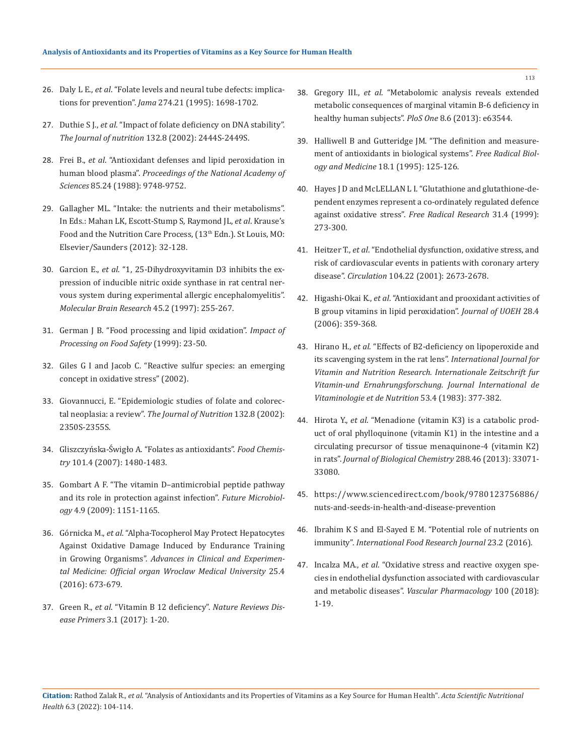26. Daly L E., *et al*. "Folate levels and neural tube defects: implications for prevention". *Jama* 274.21 (1995): 1698-1702.

27. Duthie S J., *et al*. "Impact of folate deficiency on DNA stability". *The Journal of nutrition* 132.8 (2002): 2444S-2449S.

28. Frei B., *et al*. "Antioxidant defenses and lipid peroxidation in human blood plasma". *Proceedings of the National Academy of Sciences* 85.24 (1988): 9748-9752.

29. Gallagher ML. "Intake: the nutrients and their metabolisms". In Eds.: Mahan LK, Escott-Stump S, Raymond JL, *et al*. Krause's Food and the Nutrition Care Process, (13th Edn.). St Louis, MO: Elsevier/Saunders (2012): 32-128.

30. Garcion E., *et al*. "1, 25-Dihydroxyvitamin D3 inhibits the expression of inducible nitric oxide synthase in rat central nervous system during experimental allergic encephalomyelitis". *Molecular Brain Research* 45.2 (1997): 255-267.

31. German J B. "Food processing and lipid oxidation". *Impact of Processing on Food Safety* (1999): 23-50.

32. Giles G I and Jacob C. "Reactive sulfur species: an emerging concept in oxidative stress" (2002).

33. Giovannucci, E. "Epidemiologic studies of folate and colorectal neoplasia: a review". *The Journal of Nutrition* 132.8 (2002): 2350S-2355S.

34. Gliszczyńska-Świgło A. "Folates as antioxidants". *Food Chemistry* 101.4 (2007): 1480-1483.

35. Gombart A F. "The vitamin D–antimicrobial peptide pathway and its role in protection against infection". *Future Microbiology* 4.9 (2009): 1151-1165.

36. Górnicka M., *et al*. "Alpha-Tocopherol May Protect Hepatocytes Against Oxidative Damage Induced by Endurance Training in Growing Organisms". *Advances in Clinical and Experimental Medicine: Official organ Wroclaw Medical University* 25.4 (2016): 673-679.

37. Green R., *et al*. "Vitamin B 12 deficiency". *Nature Reviews Disease Primers* 3.1 (2017): 1-20.

38. Gregory III., *et al*. "Metabolomic analysis reveals extended metabolic consequences of marginal vitamin B-6 deficiency in healthy human subjects". *PloS One* 8.6 (2013): e63544.

39. Halliwell B and Gutteridge JM. "The definition and measurement of antioxidants in biological systems". *Free Radical Biology and Medicine* 18.1 (1995): 125-126.

40. Hayes J D and McLELLAN L I. "Glutathione and glutathione-dependent enzymes represent a co-ordinately regulated defence against oxidative stress". *Free Radical Research* 31.4 (1999): 273-300.

41. Heitzer T., *et al*. "Endothelial dysfunction, oxidative stress, and risk of cardiovascular events in patients with coronary artery disease". *Circulation* 104.22 (2001): 2673-2678.

42. Higashi-Okai K., *et al*. "Antioxidant and prooxidant activities of B group vitamins in lipid peroxidation". *Journal of UOEH* 28.4 (2006): 359-368.

43. Hirano H., *et al*. "Effects of B2-deficiency on lipoperoxide and its scavenging system in the rat lens". *International Journal for Vitamin and Nutrition Research. Internationale Zeitschrift fur Vitamin-und Ernahrungsforschung. Journal International de Vitaminologie et de Nutrition* 53.4 (1983): 377-382.

44. Hirota Y., *et al*. "Menadione (vitamin K3) is a catabolic product of oral phylloquinone (vitamin K1) in the intestine and a circulating precursor of tissue menaquinone-4 (vitamin K2) in rats". *Journal of Biological Chemistry* 288.46 (2013): 33071-33080.

45. https://www.sciencedirect.com/book/9780123756886/nuts-and-seeds-in-health-and-disease-prevention

46. Ibrahim K S and El-Sayed E M. "Potential role of nutrients on immunity". *International Food Research Journal* 23.2 (2016).

47. Incalza MA., *et al*. "Oxidative stress and reactive oxygen species in endothelial dysfunction associated with cardiovascular and metabolic diseases". *Vascular Pharmacology* 100 (2018): 1-19.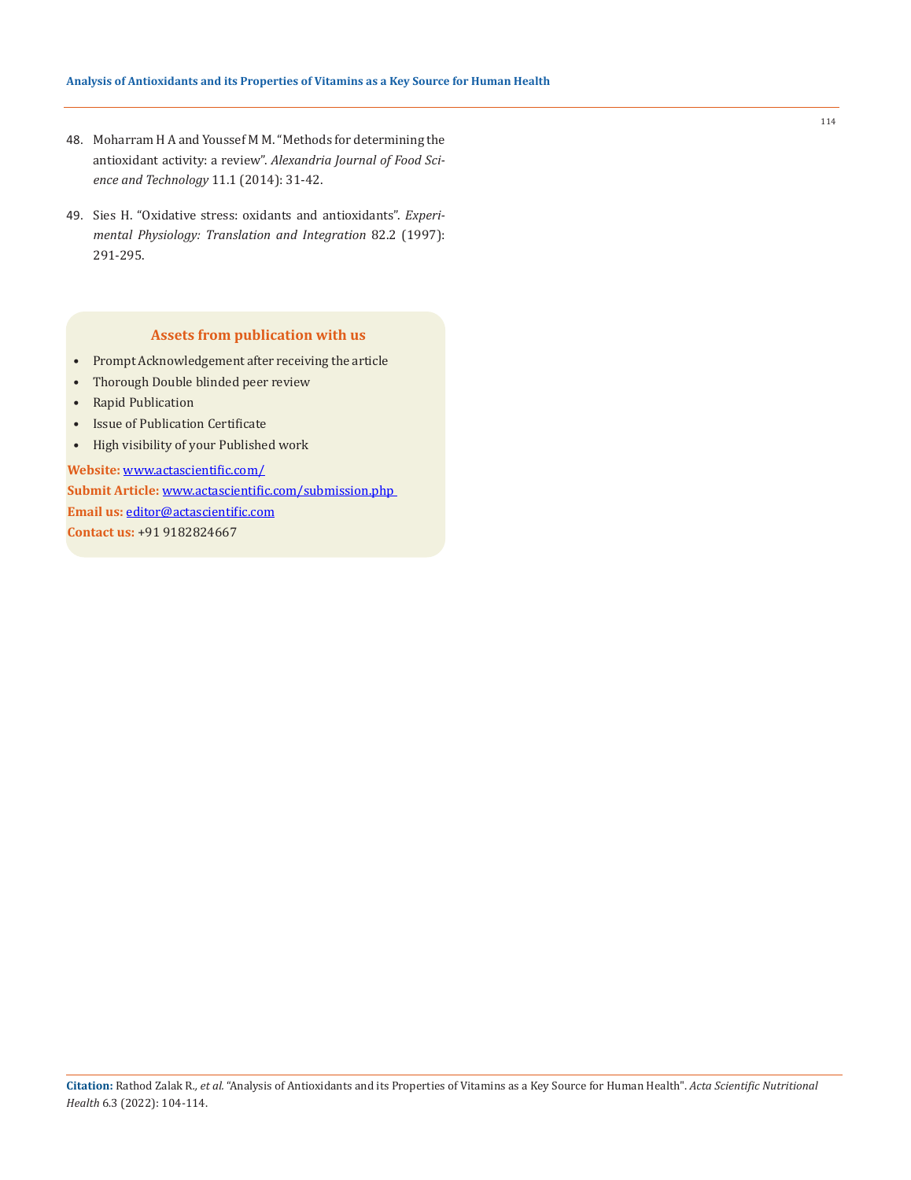48. Moharram H A and Youssef M M. "Methods for determining the antioxidant activity: a review". *Alexandria Journal of Food Science and Technology* 11.1 (2014): 31-42.
49. Sies H. "Oxidative stress: oxidants and antioxidants". *Experimental Physiology: Translation and Integration* 82.2 (1997): 291-295.

### Assets from publication with us

- Prompt Acknowledgement after receiving the article
- Thorough Double blinded peer review
- Rapid Publication
- Issue of Publication Certificate
- High visibility of your Published work

**Website:** www.actascientific.com/
**Submit Article:** www.actascientific.com/submission.php
**Email us:** editor@actascientific.com
**Contact us:** +91 9182824667

**Citation:** Rathod Zalak R., *et al.* "Analysis of Antioxidants and its Properties of Vitamins as a Key Source for Human Health". *Acta Scientific Nutritional Health* 6.3 (2022): 104-114.